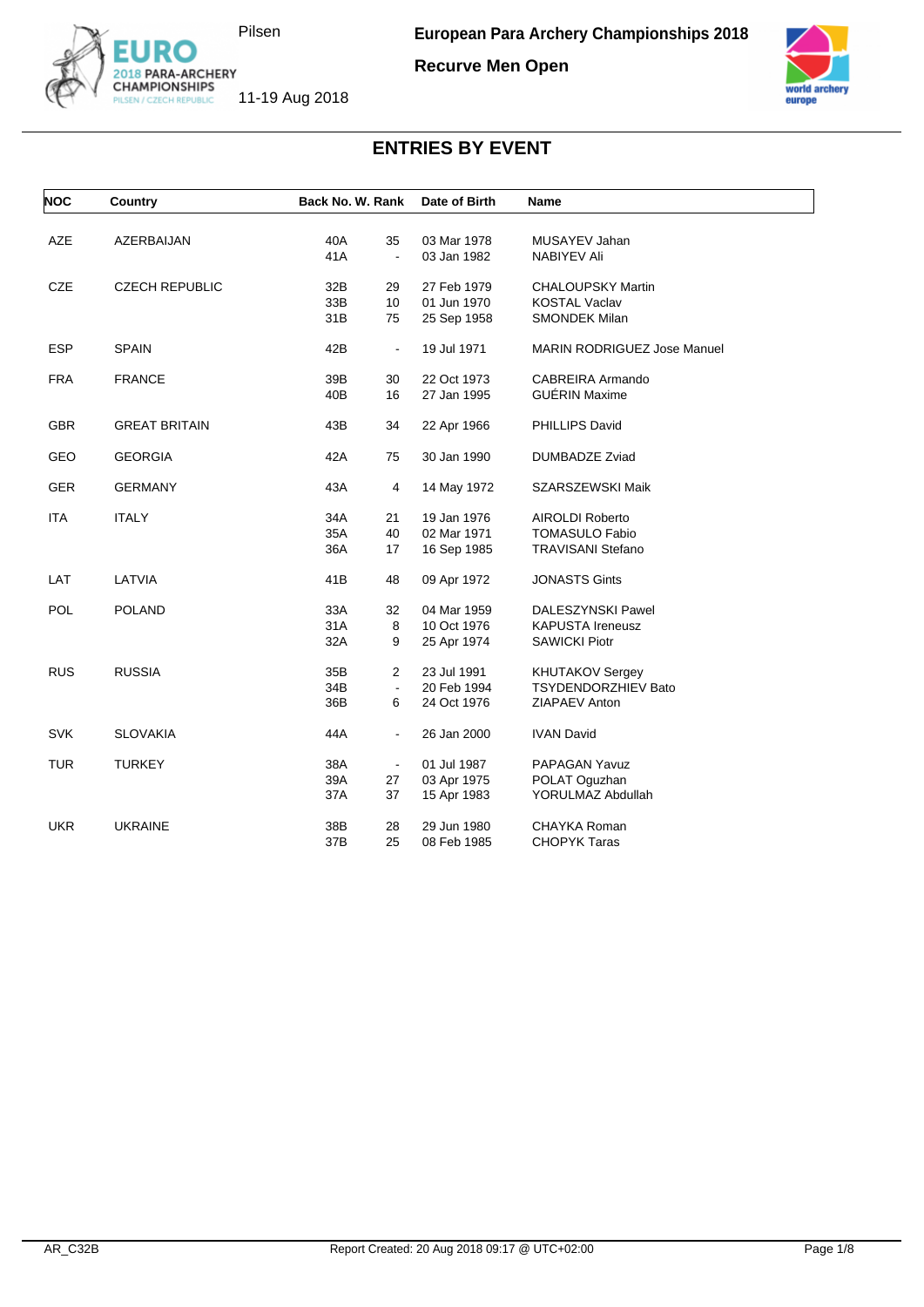# European Para Archery Championships 2018

## Recurve Men Open

Pilsen

11-19 Aug 2018

## ENTRIES BY EVENT

| NOC | Country | Back No. | W. Rank | Date of Birth | Name |
|---|---|---|---|---|---|
| AZE | AZERBAIJAN | 40A | 35 | 03 Mar 1978 | MUSAYEV Jahan |
| | | 41A | - | 03 Jan 1982 | NABIYEV Ali |
| CZE | CZECH REPUBLIC | 32B | 29 | 27 Feb 1979 | CHALOUPSKY Martin |
| | | 33B | 10 | 01 Jun 1970 | KOSTAL Vaclav |
| | | 31B | 75 | 25 Sep 1958 | SMONDEK Milan |
| ESP | SPAIN | 42B | - | 19 Jul 1971 | MARIN RODRIGUEZ Jose Manuel |
| FRA | FRANCE | 39B | 30 | 22 Oct 1973 | CABREIRA Armando |
| | | 40B | 16 | 27 Jan 1995 | GUÉRIN Maxime |
| GBR | GREAT BRITAIN | 43B | 34 | 22 Apr 1966 | PHILLIPS David |
| GEO | GEORGIA | 42A | 75 | 30 Jan 1990 | DUMBADZE Zviad |
| GER | GERMANY | 43A | 4 | 14 May 1972 | SZARSZEWSKI Maik |
| ITA | ITALY | 34A | 21 | 19 Jan 1976 | AIROLDI Roberto |
| | | 35A | 40 | 02 Mar 1971 | TOMASULO Fabio |
| | | 36A | 17 | 16 Sep 1985 | TRAVISANI Stefano |
| LAT | LATVIA | 41B | 48 | 09 Apr 1972 | JONASTS Gints |
| POL | POLAND | 33A | 32 | 04 Mar 1959 | DALESZYNSKI Pawel |
| | | 31A | 8 | 10 Oct 1976 | KAPUSTA Ireneusz |
| | | 32A | 9 | 25 Apr 1974 | SAWICKI Piotr |
| RUS | RUSSIA | 35B | 2 | 23 Jul 1991 | KHUTAKOV Sergey |
| | | 34B | - | 20 Feb 1994 | TSYDENDORZHIEV Bato |
| | | 36B | 6 | 24 Oct 1976 | ZIAPAEV Anton |
| SVK | SLOVAKIA | 44A | - | 26 Jan 2000 | IVAN David |
| TUR | TURKEY | 38A | - | 01 Jul 1987 | PAPAGAN Yavuz |
| | | 39A | 27 | 03 Apr 1975 | POLAT Oguzhan |
| | | 37A | 37 | 15 Apr 1983 | YORULMAZ Abdullah |
| UKR | UKRAINE | 38B | 28 | 29 Jun 1980 | CHAYKA Roman |
| | | 37B | 25 | 08 Feb 1985 | CHOPYK Taras |

AR_C32B Report Created: 20 Aug 2018 09:17 @ UTC+02:00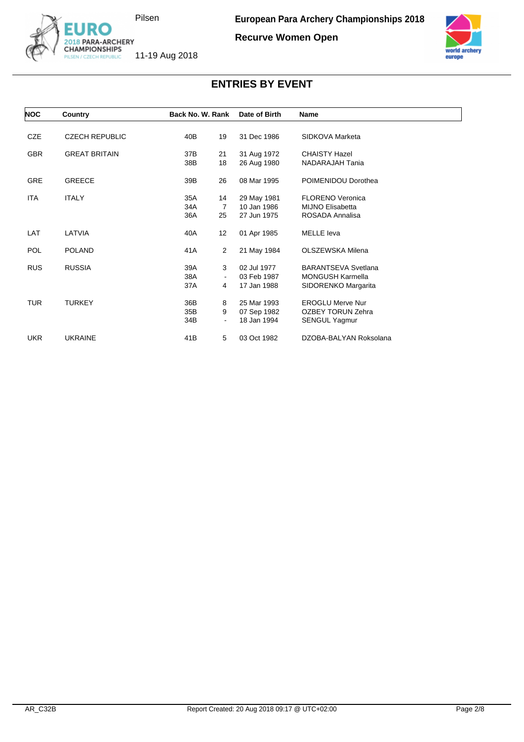## ENTRIES BY EVENT

**Recurve Women Open**

| NOC | Country | Back No. | W. Rank | Date of Birth | Name |
|---|---|---|---|---|---|
| CZE | CZECH REPUBLIC | 40B | 19 | 31 Dec 1986 | SIDKOVA Marketa |
| GBR | GREAT BRITAIN | 37B | 21 | 31 Aug 1972 | CHAISTY Hazel |
| | | 38B | 18 | 26 Aug 1980 | NADARAJAH Tania |
| GRE | GREECE | 39B | 26 | 08 Mar 1995 | POIMENIDOU Dorothea |
| ITA | ITALY | 35A | 14 | 29 May 1981 | FLORENO Veronica |
| | | 34A | 7 | 10 Jan 1986 | MIJNO Elisabetta |
| | | 36A | 25 | 27 Jun 1975 | ROSADA Annalisa |
| LAT | LATVIA | 40A | 12 | 01 Apr 1985 | MELLE Ieva |
| POL | POLAND | 41A | 2 | 21 May 1984 | OLSZEWSKA Milena |
| RUS | RUSSIA | 39A | 3 | 02 Jul 1977 | BARANTSEVA Svetlana |
| | | 38A | - | 03 Feb 1987 | MONGUSH Karmella |
| | | 37A | 4 | 17 Jan 1988 | SIDORENKO Margarita |
| TUR | TURKEY | 36B | 8 | 25 Mar 1993 | EROGLU Merve Nur |
| | | 35B | 9 | 07 Sep 1982 | OZBEY TORUN Zehra |
| | | 34B | - | 18 Jan 1994 | SENGUL Yagmur |
| UKR | UKRAINE | 41B | 5 | 03 Oct 1982 | DZOBA-BALYAN Roksolana |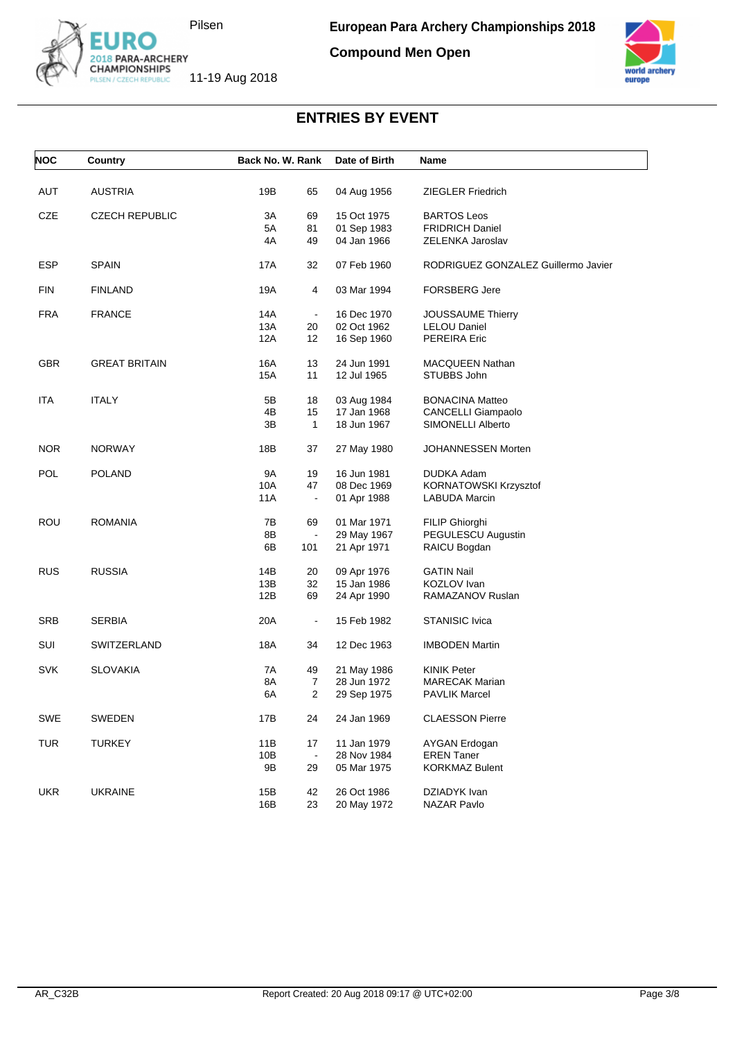# European Para Archery Championships 2018

## Compound Men Open

Pilsen

11-19 Aug 2018

## ENTRIES BY EVENT

| NOC | Country | Back No. | W. Rank | Date of Birth | Name |
|---|---|---|---|---|---|
| AUT | AUSTRIA | 19B | 65 | 04 Aug 1956 | ZIEGLER Friedrich |
| CZE | CZECH REPUBLIC | 3A | 69 | 15 Oct 1975 | BARTOS Leos |
| | | 5A | 81 | 01 Sep 1983 | FRIDRICH Daniel |
| | | 4A | 49 | 04 Jan 1966 | ZELENKA Jaroslav |
| ESP | SPAIN | 17A | 32 | 07 Feb 1960 | RODRIGUEZ GONZALEZ Guillermo Javier |
| FIN | FINLAND | 19A | 4 | 03 Mar 1994 | FORSBERG Jere |
| FRA | FRANCE | 14A | - | 16 Dec 1970 | JOUSSAUME Thierry |
| | | 13A | 20 | 02 Oct 1962 | LELOU Daniel |
| | | 12A | 12 | 16 Sep 1960 | PEREIRA Eric |
| GBR | GREAT BRITAIN | 16A | 13 | 24 Jun 1991 | MACQUEEN Nathan |
| | | 15A | 11 | 12 Jul 1965 | STUBBS John |
| ITA | ITALY | 5B | 18 | 03 Aug 1984 | BONACINA Matteo |
| | | 4B | 15 | 17 Jan 1968 | CANCELLI Giampaolo |
| | | 3B | 1 | 18 Jun 1967 | SIMONELLI Alberto |
| NOR | NORWAY | 18B | 37 | 27 May 1980 | JOHANNESSEN Morten |
| POL | POLAND | 9A | 19 | 16 Jun 1981 | DUDKA Adam |
| | | 10A | 47 | 08 Dec 1969 | KORNATOWSKI Krzysztof |
| | | 11A | - | 01 Apr 1988 | LABUDA Marcin |
| ROU | ROMANIA | 7B | 69 | 01 Mar 1971 | FILIP Ghiorghi |
| | | 8B | - | 29 May 1967 | PEGULESCU Augustin |
| | | 6B | 101 | 21 Apr 1971 | RAICU Bogdan |
| RUS | RUSSIA | 14B | 20 | 09 Apr 1976 | GATIN Nail |
| | | 13B | 32 | 15 Jan 1986 | KOZLOV Ivan |
| | | 12B | 69 | 24 Apr 1990 | RAMAZANOV Ruslan |
| SRB | SERBIA | 20A | - | 15 Feb 1982 | STANISIC Ivica |
| SUI | SWITZERLAND | 18A | 34 | 12 Dec 1963 | IMBODEN Martin |
| SVK | SLOVAKIA | 7A | 49 | 21 May 1986 | KINIK Peter |
| | | 8A | 7 | 28 Jun 1972 | MARECAK Marian |
| | | 6A | 2 | 29 Sep 1975 | PAVLIK Marcel |
| SWE | SWEDEN | 17B | 24 | 24 Jan 1969 | CLAESSON Pierre |
| TUR | TURKEY | 11B | 17 | 11 Jan 1979 | AYGAN Erdogan |
| | | 10B | - | 28 Nov 1984 | EREN Taner |
| | | 9B | 29 | 05 Mar 1975 | KORKMAZ Bulent |
| UKR | UKRAINE | 15B | 42 | 26 Oct 1986 | DZIADYK Ivan |
| | | 16B | 23 | 20 May 1972 | NAZAR Pavlo |

AR_C32B    Report Created: 20 Aug 2018 09:17 @ UTC+02:00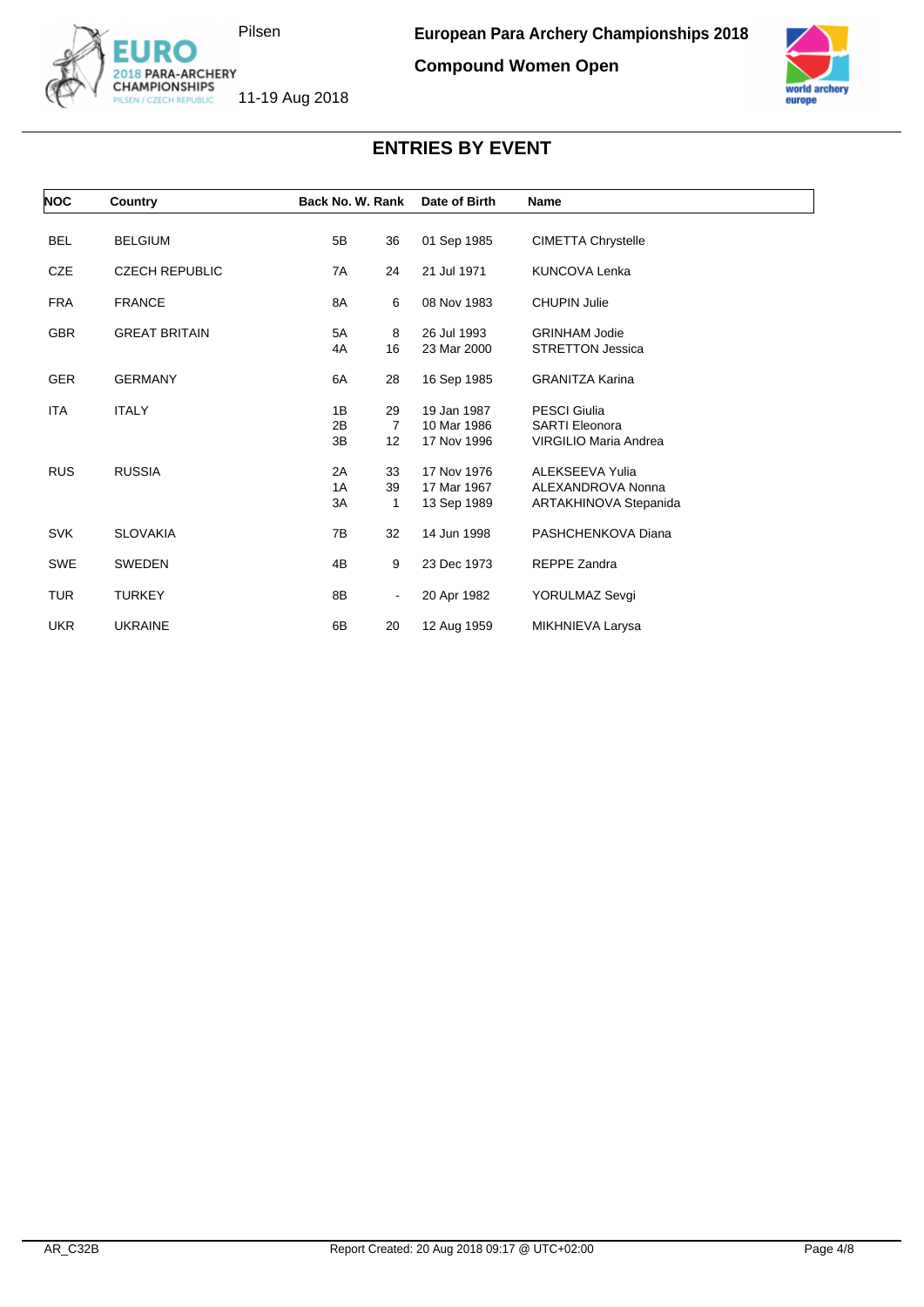# European Para Archery Championships 2018

## Compound Women Open

Pilsen

11-19 Aug 2018

## ENTRIES BY EVENT

| NOC | Country | Back No. | W. Rank | Date of Birth | Name |
|---|---|---|---|---|---|
| BEL | BELGIUM | 5B | 36 | 01 Sep 1985 | CIMETTA Chrystelle |
| CZE | CZECH REPUBLIC | 7A | 24 | 21 Jul 1971 | KUNCOVA Lenka |
| FRA | FRANCE | 8A | 6 | 08 Nov 1983 | CHUPIN Julie |
| GBR | GREAT BRITAIN | 5A | 8 | 26 Jul 1993 | GRINHAM Jodie |
| | | 4A | 16 | 23 Mar 2000 | STRETTON Jessica |
| GER | GERMANY | 6A | 28 | 16 Sep 1985 | GRANITZA Karina |
| ITA | ITALY | 1B | 29 | 19 Jan 1987 | PESCI Giulia |
| | | 2B | 7 | 10 Mar 1986 | SARTI Eleonora |
| | | 3B | 12 | 17 Nov 1996 | VIRGILIO Maria Andrea |
| RUS | RUSSIA | 2A | 33 | 17 Nov 1976 | ALEKSEEVA Yulia |
| | | 1A | 39 | 17 Mar 1967 | ALEXANDROVA Nonna |
| | | 3A | 1 | 13 Sep 1989 | ARTAKHINOVA Stepanida |
| SVK | SLOVAKIA | 7B | 32 | 14 Jun 1998 | PASHCHENKOVA Diana |
| SWE | SWEDEN | 4B | 9 | 23 Dec 1973 | REPPE Zandra |
| TUR | TURKEY | 8B | - | 20 Apr 1982 | YORULMAZ Sevgi |
| UKR | UKRAINE | 6B | 20 | 12 Aug 1959 | MIKHNIEVA Larysa |

AR_C32B Report Created: 20 Aug 2018 09:17 @ UTC+02:00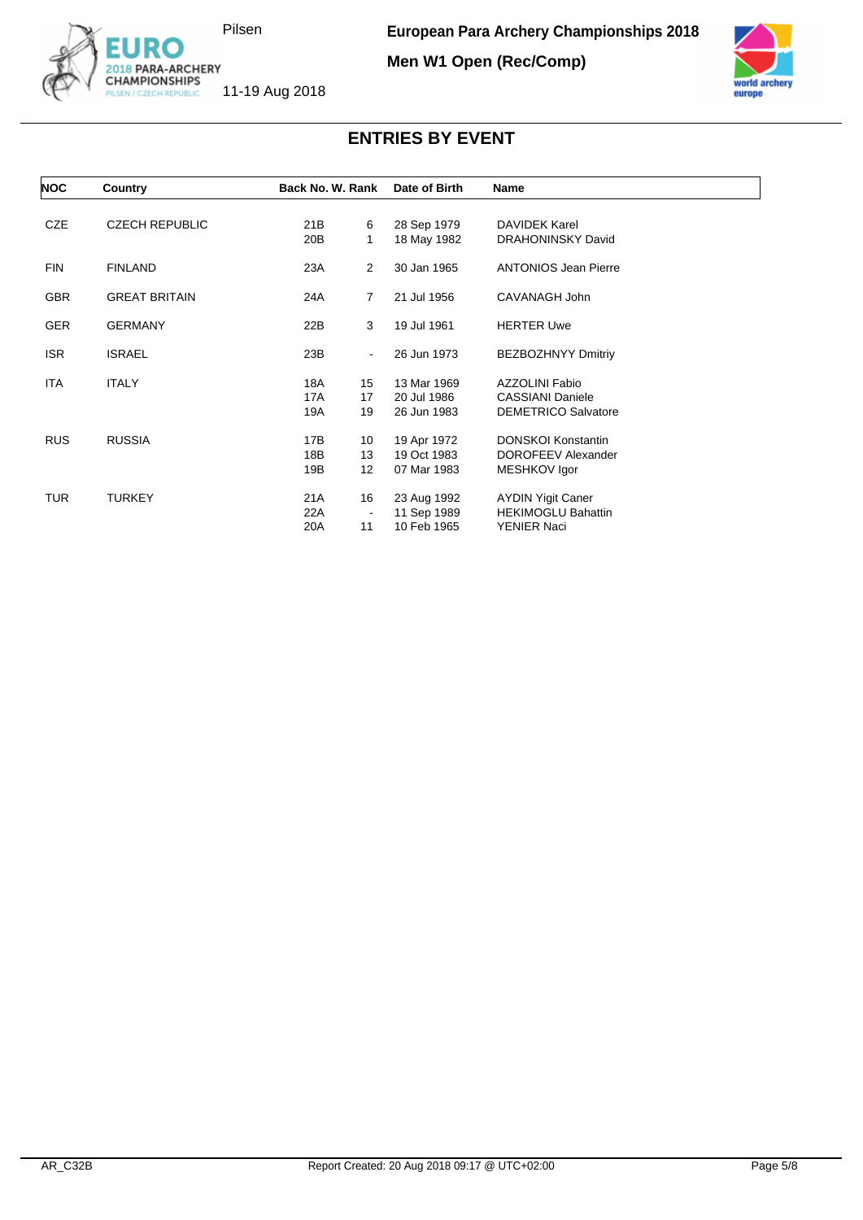# ENTRIES BY EVENT

**European Para Archery Championships 2018**

**Men W1 Open (Rec/Comp)**

| NOC | Country | Back No. | W. Rank | Date of Birth | Name |
|---|---|---|---|---|---|
| CZE | CZECH REPUBLIC | 21B | 6 | 28 Sep 1979 | DAVIDEK Karel |
| | | 20B | 1 | 18 May 1982 | DRAHONINSKY David |
| FIN | FINLAND | 23A | 2 | 30 Jan 1965 | ANTONIOS Jean Pierre |
| GBR | GREAT BRITAIN | 24A | 7 | 21 Jul 1956 | CAVANAGH John |
| GER | GERMANY | 22B | 3 | 19 Jul 1961 | HERTER Uwe |
| ISR | ISRAEL | 23B | - | 26 Jun 1973 | BEZBOZHNYY Dmitriy |
| ITA | ITALY | 18A | 15 | 13 Mar 1969 | AZZOLINI Fabio |
| | | 17A | 17 | 20 Jul 1986 | CASSIANI Daniele |
| | | 19A | 19 | 26 Jun 1983 | DEMETRICO Salvatore |
| RUS | RUSSIA | 17B | 10 | 19 Apr 1972 | DONSKOI Konstantin |
| | | 18B | 13 | 19 Oct 1983 | DOROFEEV Alexander |
| | | 19B | 12 | 07 Mar 1983 | MESHKOV Igor |
| TUR | TURKEY | 21A | 16 | 23 Aug 1992 | AYDIN Yigit Caner |
| | | 22A | - | 11 Sep 1989 | HEKIMOGLU Bahattin |
| | | 20A | 11 | 10 Feb 1965 | YENIER Naci |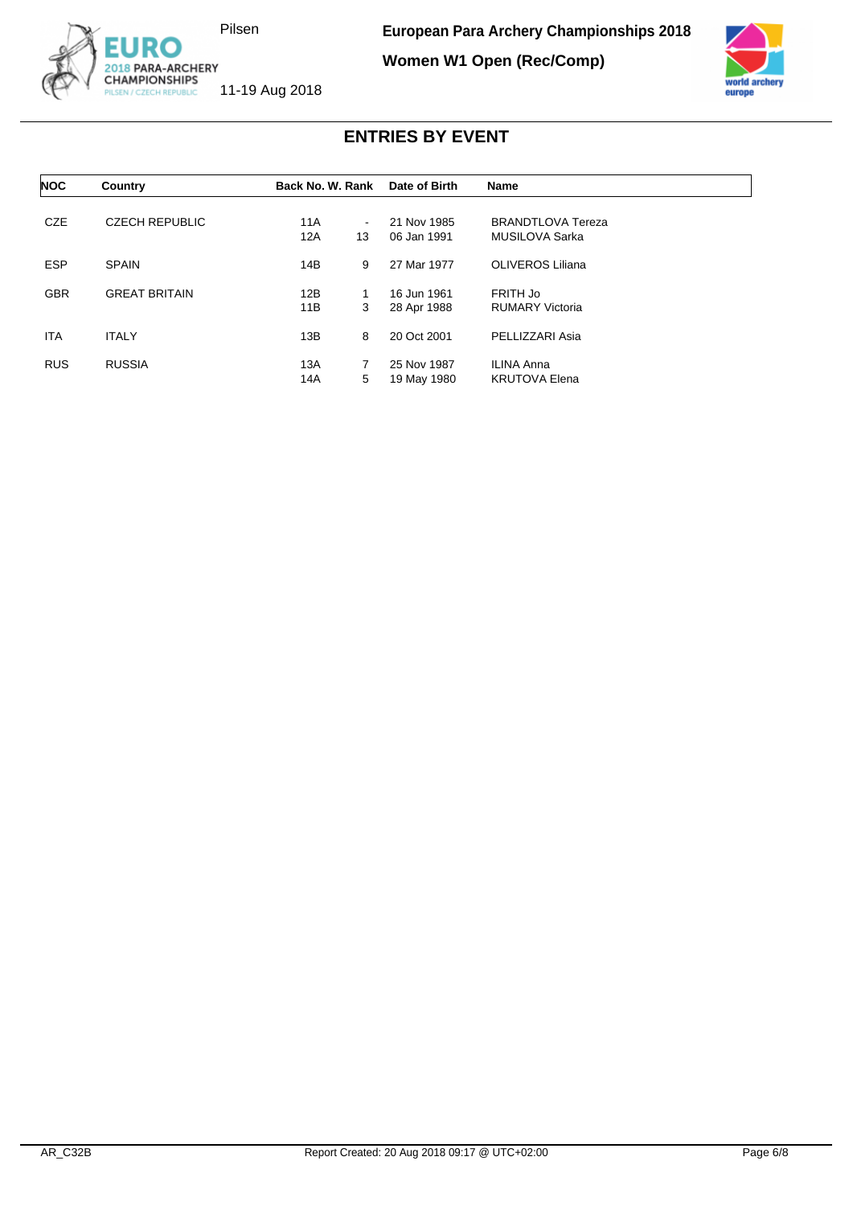European Para Archery Championships 2018

Women W1 Open (Rec/Comp)

Pilsen

11-19 Aug 2018

## ENTRIES BY EVENT

| NOC | Country | Back No. | W. Rank | Date of Birth | Name |
|---|---|---|---|---|---|
| CZE | CZECH REPUBLIC | 11A | - | 21 Nov 1985 | BRANDTLOVA Tereza |
| | | 12A | 13 | 06 Jan 1991 | MUSILOVA Sarka |
| ESP | SPAIN | 14B | 9 | 27 Mar 1977 | OLIVEROS Liliana |
| GBR | GREAT BRITAIN | 12B | 1 | 16 Jun 1961 | FRITH Jo |
| | | 11B | 3 | 28 Apr 1988 | RUMARY Victoria |
| ITA | ITALY | 13B | 8 | 20 Oct 2001 | PELLIZZARI Asia |
| RUS | RUSSIA | 13A | 7 | 25 Nov 1987 | ILINA Anna |
| | | 14A | 5 | 19 May 1980 | KRUTOVA Elena |

AR_C32B Report Created: 20 Aug 2018 09:17 @ UTC+02:00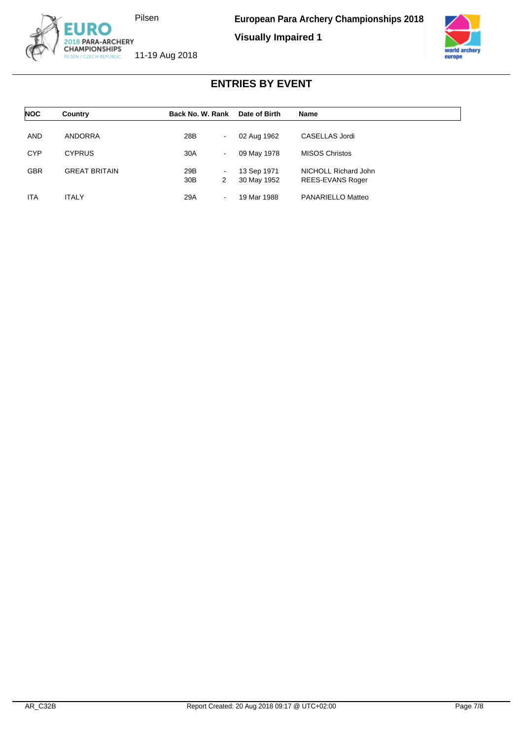# European Para Archery Championships 2018

## Visually Impaired 1

Pilsen

11-19 Aug 2018

## ENTRIES BY EVENT

| NOC | Country | Back No. | W. Rank | Date of Birth | Name |
|---|---|---|---|---|---|
| AND | ANDORRA | 28B | - | 02 Aug 1962 | CASELLAS Jordi |
| CYP | CYPRUS | 30A | - | 09 May 1978 | MISOS Christos |
| GBR | GREAT BRITAIN | 29B | - | 13 Sep 1971 | NICHOLL Richard John |
| | | 30B | 2 | 30 May 1952 | REES-EVANS Roger |
| ITA | ITALY | 29A | - | 19 Mar 1988 | PANARIELLO Matteo |

AR_C32B Report Created: 20 Aug 2018 09:17 @ UTC+02:00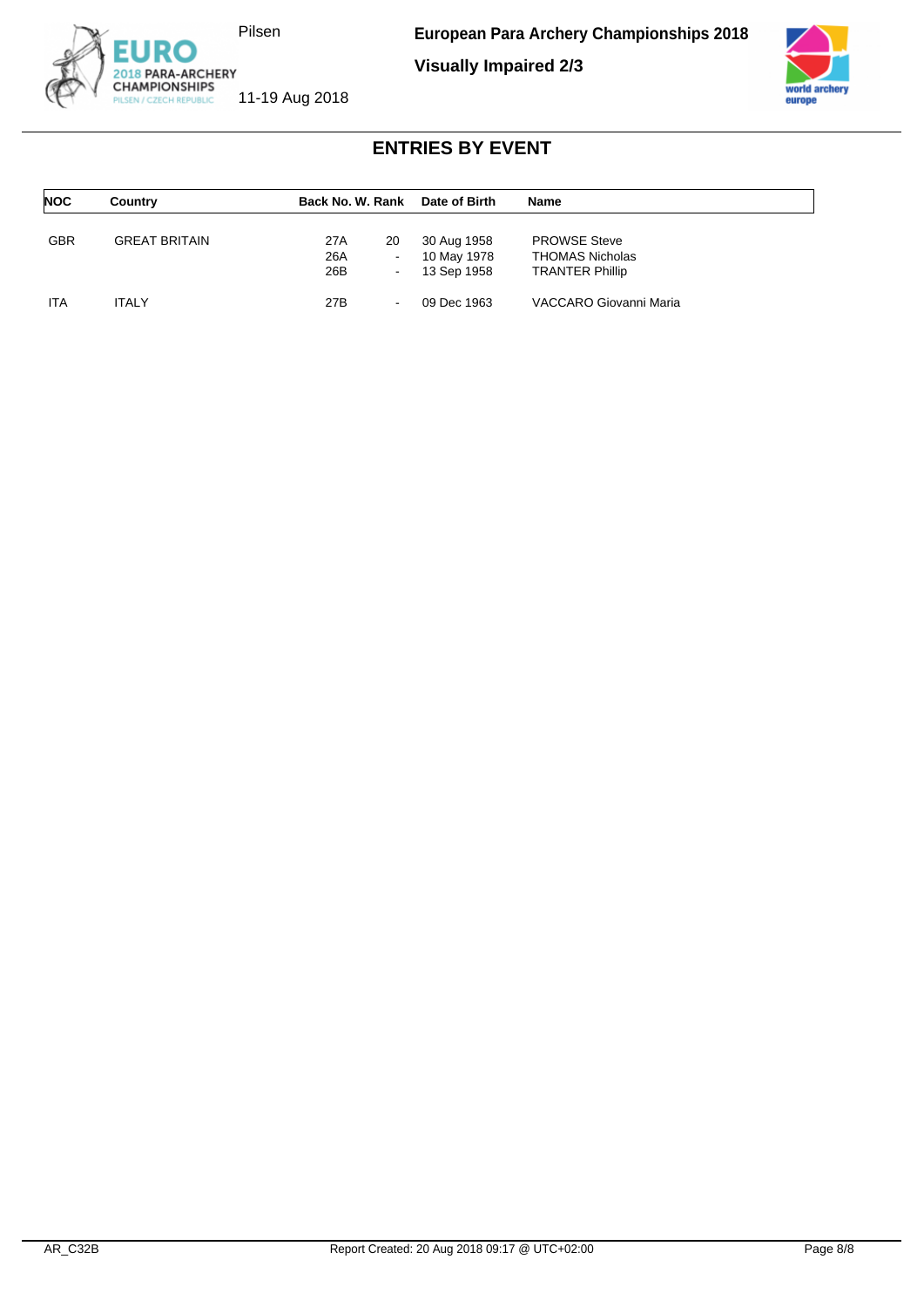## ENTRIES BY EVENT

| NOC | Country | Back No. | W. Rank | Date of Birth | Name |
|---|---|---|---|---|---|
| GBR | GREAT BRITAIN | 27A | 20 | 30 Aug 1958 | PROWSE Steve |
| | | 26A | - | 10 May 1978 | THOMAS Nicholas |
| | | 26B | - | 13 Sep 1958 | TRANTER Phillip |
| ITA | ITALY | 27B | - | 09 Dec 1963 | VACCARO Giovanni Maria |